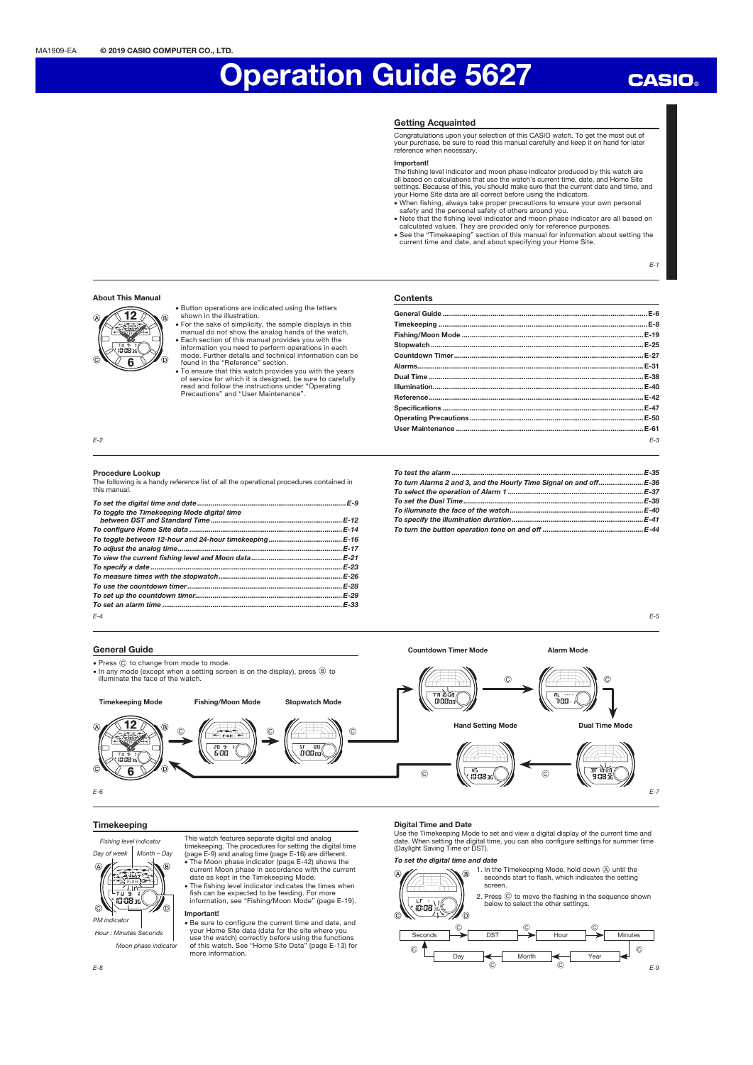MA1909-EA © 2019 CASIO COMPUTER CO., LTD.

# Operation Guide 5627

## Getting Acquainted

Congratulations upon your selection of this CASIO watch. To get the most out of your purchase, be sure to read this manual carefully and keep it on hand for later reference when necessary.

**Important!**

The fishing level indicator and moon phase indicator produced by this watch are all based on calculations that use the watch's current time, date, and Home Site settings. Because of this, you should make sure that the current date and time, and your Home Site data are all correct before using the indicators.

- When fishing, always take proper precautions to ensure your own personal safety and the personal safety of others around you.
- Note that the fishing level indicator and moon phase indicator are all based on calculated values. They are provided only for reference purposes.
- See the "Timekeeping" section of this manual for information about setting the current time and date, and about specifying your Home Site.

### About This Manual

- Button operations are indicated using the letters shown in the illustration.
- For the sake of simplicity, the sample displays in this manual do not show the analog hands of the watch.
- Each section of this manual provides you with the information you need to perform operations in each mode. Further details and technical information can be found in the "Reference" section.
- To ensure that this watch provides you with the years of service for which it is designed, be sure to carefully read and follow the instructions under "Operating Precautions" and "User Maintenance".

## Contents

| | |
|---|---|
| General Guide | E-6 |
| Timekeeping | E-8 |
| Fishing/Moon Mode | E-19 |
| Stopwatch | E-25 |
| Countdown Timer | E-27 |
| Alarms | E-31 |
| Dual Time | E-38 |
| Illumination | E-40 |
| Reference | E-42 |
| Specifications | E-47 |
| Operating Precautions | E-50 |
| User Maintenance | E-61 |

### Procedure Lookup

The following is a handy reference list of all the operational procedures contained in this manual.

| | |
|---|---|
| *To set the digital time and date* | *E-9* |
| *To toggle the Timekeeping Mode digital time between DST and Standard Time* | *E-12* |
| *To configure Home Site data* | *E-14* |
| *To toggle between 12-hour and 24-hour timekeeping* | *E-16* |
| *To adjust the analog time* | *E-17* |
| *To view the current fishing level and Moon data* | *E-21* |
| *To specify a date* | *E-23* |
| *To measure times with the stopwatch* | *E-26* |
| *To use the countdown timer* | *E-28* |
| *To set up the countdown timer* | *E-29* |
| *To set an alarm time* | *E-33* |
| *To test the alarm* | *E-35* |
| *To turn Alarms 2 and 3, and the Hourly Time Signal on and off* | *E-36* |
| *To select the operation of Alarm 1* | *E-37* |
| *To set the Dual Time* | *E-38* |
| *To illuminate the face of the watch* | *E-40* |
| *To specify the illumination duration* | *E-41* |
| *To turn the button operation tone on and off* | *E-44* |

## General Guide

- Press Ⓒ to change from mode to mode.
- In any mode (except when a setting screen is on the display), press Ⓑ to illuminate the face of the watch.

Timekeeping Mode → Ⓒ → Fishing/Moon Mode → Ⓒ → Stopwatch Mode → Ⓒ → Countdown Timer Mode → Ⓒ → Alarm Mode → Ⓒ → Dual Time Mode → Ⓒ → Hand Setting Mode → Ⓒ → Timekeeping Mode

## Timekeeping

Fishing level indicator
Day of week | Month – Day
PM indicator
Hour : Minutes Seconds
Moon phase indicator

This watch features separate digital and analog timekeeping. The procedures for setting the digital time (page E-9) and analog time (page E-16) are different.

- The Moon phase indicator (page E-42) shows the current Moon phase in accordance with the current date as kept in the Timekeeping Mode.
- The fishing level indicator indicates the times when fish can be expected to be feeding. For more information, see "Fishing/Moon Mode" (page E-19).

**Important!**

- Be sure to configure the current time and date, and your Home Site data (data for the site where you use the watch) correctly before using the functions of this watch. See "Home Site Data" (page E-13) for more information.

### Digital Time and Date

Use the Timekeeping Mode to set and view a digital display of the current time and date. When setting the digital time, you can also configure settings for summer time (Daylight Saving Time or DST).

*To set the digital time and date*

1. In the Timekeeping Mode, hold down Ⓐ until the seconds start to flash, which indicates the setting screen.
2. Press Ⓒ to move the flashing in the sequence shown below to select the other settings.

Seconds → Ⓒ → DST → Ⓒ → Hour → Ⓒ → Minutes → Ⓒ → Year → Ⓒ → Month → Ⓒ → Day → Ⓒ → Seconds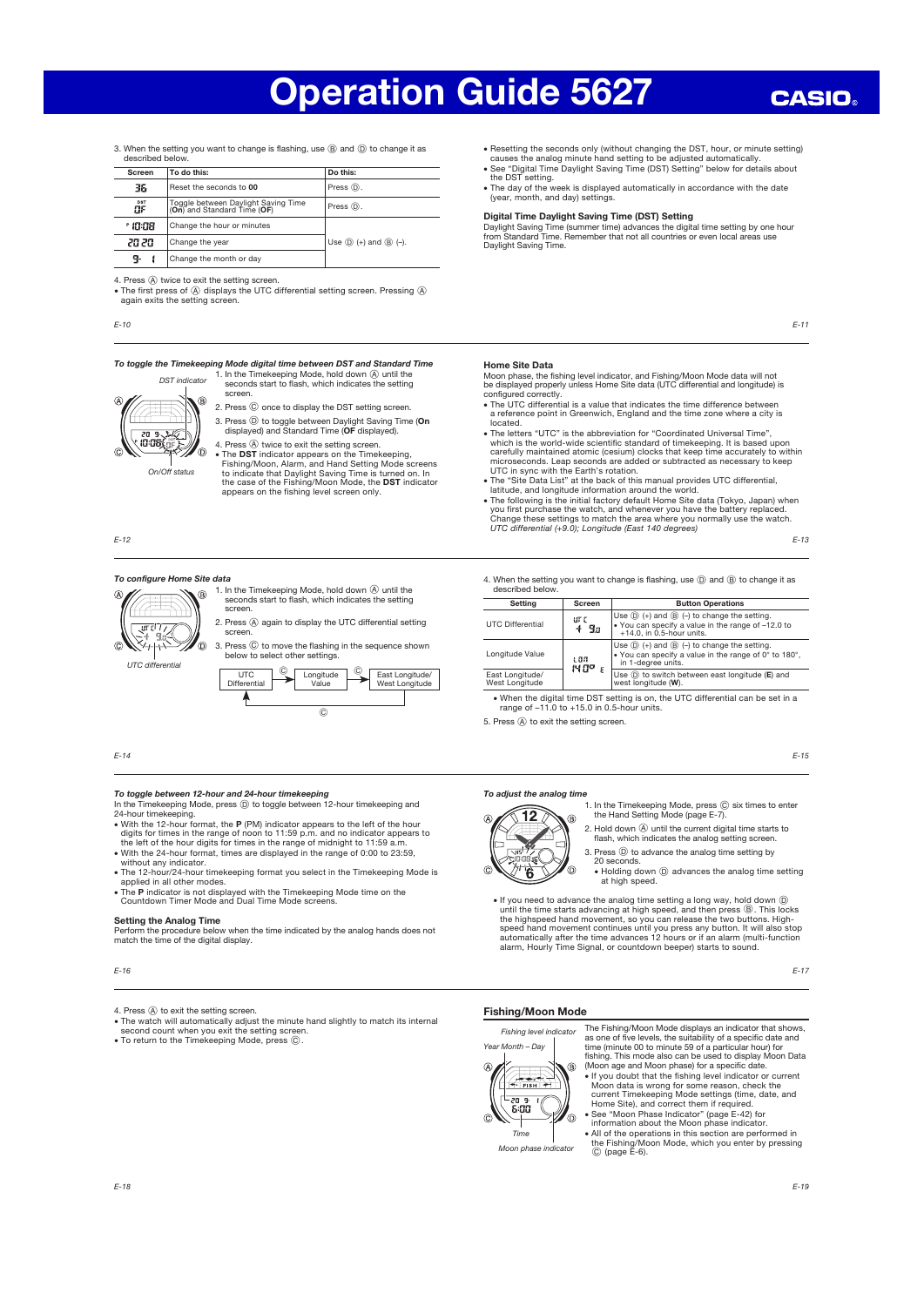# Operation Guide 5627

3. When the setting you want to change is flashing, use Ⓑ and Ⓓ to change it as described below.

| Screen | To do this: | Do this: |
|---|---|---|
| 36 | Reset the seconds to **00** | Press Ⓓ. |
| DST OF | Toggle between Daylight Saving Time (**On**) and Standard Time (**OF**) | Press Ⓓ. |
| P 10:08 | Change the hour or minutes | Use Ⓓ (+) and Ⓑ (–). |
| 20 20 | Change the year | |
| 9- 1 | Change the month or day | |

4. Press Ⓐ twice to exit the setting screen.

- The first press of Ⓐ displays the UTC differential setting screen. Pressing Ⓐ again exits the setting screen.

- Resetting the seconds only (without changing the DST, hour, or minute setting) causes the analog minute hand setting to be adjusted automatically.
- See "Digital Time Daylight Saving Time (DST) Setting" below for details about the DST setting.
- The day of the week is displayed automatically in accordance with the date (year, month, and day) settings.

### Digital Time Daylight Saving Time (DST) Setting

Daylight Saving Time (summer time) advances the digital time setting by one hour from Standard Time. Remember that not all countries or even local areas use Daylight Saving Time.

***To toggle the Timekeeping Mode digital time between DST and Standard Time***

DST indicator

On/Off status

1. In the Timekeeping Mode, hold down Ⓐ until the seconds start to flash, which indicates the setting screen.
2. Press Ⓒ once to display the DST setting screen.
3. Press Ⓓ to toggle between Daylight Saving Time (**On** displayed) and Standard Time (**OF** displayed).
4. Press Ⓐ twice to exit the setting screen.

- The **DST** indicator appears on the Timekeeping, Fishing/Moon, Alarm, and Hand Setting Mode screens to indicate that Daylight Saving Time is turned on. In the case of the Fishing/Moon Mode, the **DST** indicator appears on the fishing level screen only.

### Home Site Data

Moon phase, the fishing level indicator, and Fishing/Moon Mode data will not be displayed properly unless Home Site data (UTC differential and longitude) is configured correctly.

- The UTC differential is a value that indicates the time difference between a reference point in Greenwich, England and the time zone where a city is located.
- The letters "UTC" is the abbreviation for "Coordinated Universal Time", which is the world-wide scientific standard of timekeeping. It is based upon carefully maintained atomic (cesium) clocks that keep time accurately to within microseconds. Leap seconds are added or subtracted as necessary to keep UTC in sync with the Earth's rotation.
- The "Site Data List" at the back of this manual provides UTC differential, latitude, and longitude information around the world.
- The following is the initial factory default Home Site data (Tokyo, Japan) when you first purchase the watch, and whenever you have the battery replaced. Change these settings to match the area where you normally use the watch. *UTC differential (+9.0); Longitude (East 140 degrees)*

***To configure Home Site data***

UTC differential

1. In the Timekeeping Mode, hold down Ⓐ until the seconds start to flash, which indicates the setting screen.
2. Press Ⓐ again to display the UTC differential setting screen.
3. Press Ⓒ to move the flashing in the sequence shown below to select other settings.

UTC Differential →Ⓒ→ Longitude Value →Ⓒ→ East Longitude/West Longitude →Ⓒ→ (back to UTC Differential)

4. When the setting you want to change is flashing, use Ⓓ and Ⓑ to change it as described below.

| Setting | Screen | Button Operations |
|---|---|---|
| UTC Differential | UTC +9.0 | Use Ⓓ (+) and Ⓑ (–) to change the setting. • You can specify a value in the range of –12.0 to +14.0, in 0.5-hour units. |
| Longitude Value | LON 140° E | Use Ⓓ (+) and Ⓑ (–) to change the setting. • You can specify a value in the range of 0° to 180°, in 1-degree units. |
| East Longitude/ West Longitude | | Use Ⓓ to switch between east longitude (**E**) and west longitude (**W**). |

- When the digital time DST setting is on, the UTC differential can be set in a range of –11.0 to +15.0 in 0.5-hour units.

5. Press Ⓐ to exit the setting screen.

***To toggle between 12-hour and 24-hour timekeeping***

In the Timekeeping Mode, press Ⓓ to toggle between 12-hour timekeeping and 24-hour timekeeping.

- With the 12-hour format, the **P** (PM) indicator appears to the left of the hour digits for times in the range of noon to 11:59 p.m. and no indicator appears to the left of the hour digits for times in the range of midnight to 11:59 a.m.
- With the 24-hour format, times are displayed in the range of 0:00 to 23:59, without any indicator.
- The 12-hour/24-hour timekeeping format you select in the Timekeeping Mode is applied in all other modes.
- The **P** indicator is not displayed with the Timekeeping Mode time on the Countdown Timer Mode and Dual Time Mode screens.

### Setting the Analog Time

Perform the procedure below when the time indicated by the analog hands does not match the time of the digital display.

***To adjust the analog time***

1. In the Timekeeping Mode, press Ⓒ six times to enter the Hand Setting Mode (page E-7).
2. Hold down Ⓐ until the current digital time starts to flash, which indicates the analog setting screen.
3. Press Ⓓ to advance the analog time setting by 20 seconds.
   - Holding down Ⓓ advances the analog time setting at high speed.

- If you need to advance the analog time setting a long way, hold down Ⓓ until the time starts advancing at high speed, and then press Ⓑ. This locks the highspeed hand movement, so you can release the two buttons. High-speed hand movement continues until you press any button. It will also stop automatically after the time advances 12 hours or if an alarm (multi-function alarm, Hourly Time Signal, or countdown beeper) starts to sound.

4. Press Ⓐ to exit the setting screen.

- The watch will automatically adjust the minute hand slightly to match its internal second count when you exit the setting screen.
- To return to the Timekeeping Mode, press Ⓒ.

## Fishing/Moon Mode

Fishing level indicator

Year Month – Day

Time

Moon phase indicator

The Fishing/Moon Mode displays an indicator that shows, as one of five levels, the suitability of a specific date and time (minute 00 to minute 59 of a particular hour) for fishing. This mode also can be used to display Moon Data (Moon age and Moon phase) for a specific date.

- If you doubt that the fishing level indicator or current Moon data is wrong for some reason, check the current Timekeeping Mode settings (time, date, and Home Site), and correct them if required.
- See "Moon Phase Indicator" (page E-42) for information about the Moon phase indicator.
- All of the operations in this section are performed in the Fishing/Moon Mode, which you enter by pressing Ⓒ (page E-6).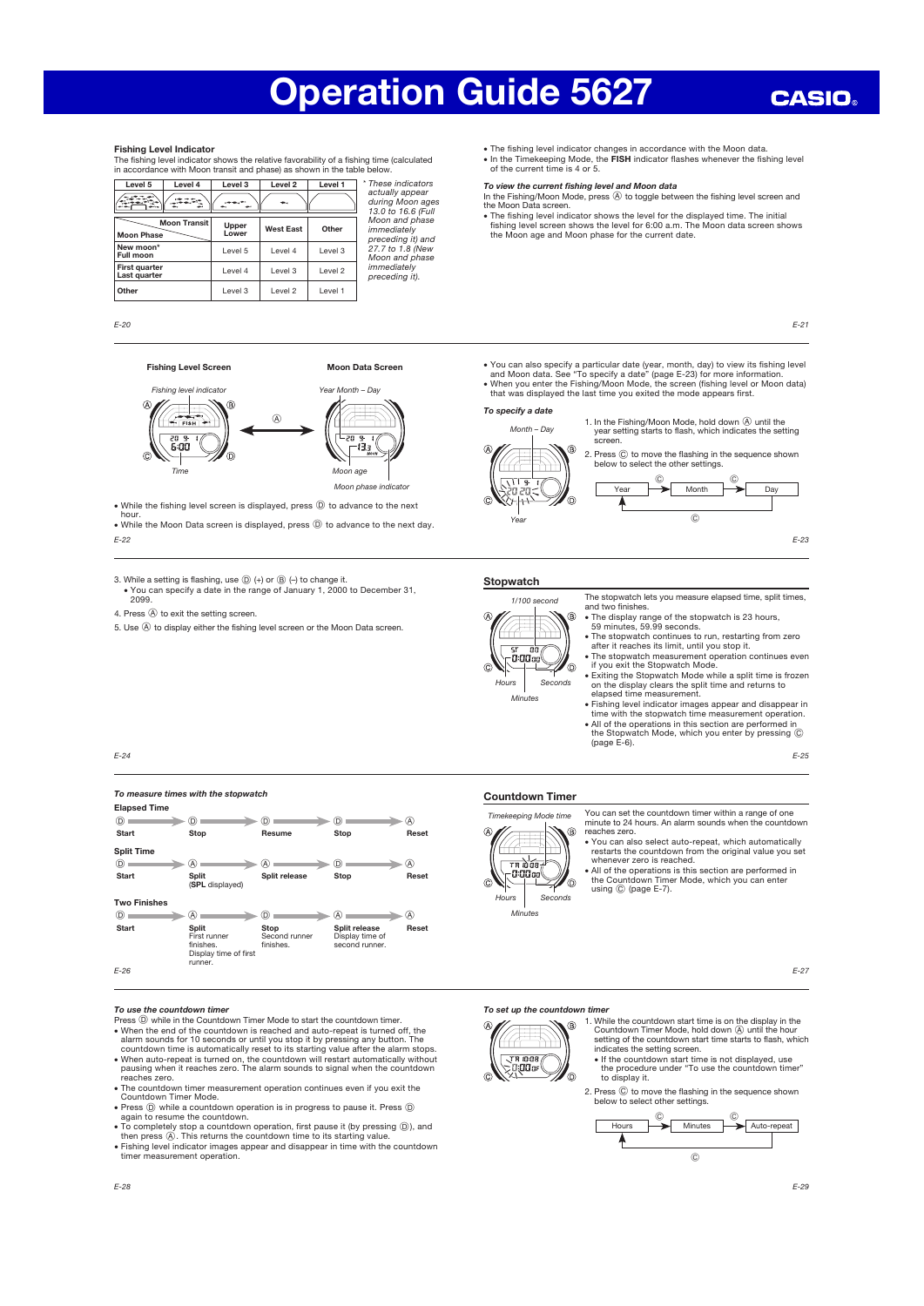# Operation Guide 5627

## Fishing Level Indicator

The fishing level indicator shows the relative favorability of a fishing time (calculated in accordance with Moon transit and phase) as shown in the table below.

| Level 5 | Level 4 | Level 3 | Level 2 | Level 1 |
|---|---|---|---|---|

| Moon Phase / Moon Transit | Upper Lower | West East | Other |
|---|---|---|---|
| New moon* Full moon | Level 5 | Level 4 | Level 3 |
| First quarter Last quarter | Level 4 | Level 3 | Level 2 |
| Other | Level 3 | Level 2 | Level 1 |

*\* These indicators actually appear during Moon ages 13.0 to 16.6 (Full Moon and phase immediately preceding it) and 27.7 to 1.8 (New Moon and phase immediately preceding it).*

- The fishing level indicator changes in accordance with the Moon data.
- In the Timekeeping Mode, the **FISH** indicator flashes whenever the fishing level of the current time is 4 or 5.

### *To view the current fishing level and Moon data*

In the Fishing/Moon Mode, press Ⓐ to toggle between the fishing level screen and the Moon Data screen.

- The fishing level indicator shows the level for the displayed time. The initial fishing level screen shows the level for 6:00 a.m. The Moon data screen shows the Moon age and Moon phase for the current date.

**Fishing Level Screen** — Fishing level indicator; Time

**Moon Data Screen** — Year Month – Day; Moon age; Moon phase indicator

- While the fishing level screen is displayed, press Ⓓ to advance to the next hour.
- While the Moon Data screen is displayed, press Ⓓ to advance to the next day.

- You can also specify a particular date (year, month, day) to view its fishing level and Moon data. See "To specify a date" (page E-23) for more information.
- When you enter the Fishing/Moon Mode, the screen (fishing level or Moon data) that was displayed the last time you exited the mode appears first.

### *To specify a date*

Month – Day; Year

1. In the Fishing/Moon Mode, hold down Ⓐ until the year setting starts to flash, which indicates the setting screen.
2. Press Ⓒ to move the flashing in the sequence shown below to select the other settings.

Year → (Ⓒ) → Month → (Ⓒ) → Day → (Ⓒ) → Year

3. While a setting is flashing, use Ⓓ (+) or Ⓑ (–) to change it.
   - You can specify a date in the range of January 1, 2000 to December 31, 2099.
4. Press Ⓐ to exit the setting screen.
5. Use Ⓐ to display either the fishing level screen or the Moon Data screen.

## Stopwatch

1/100 second; Hours; Minutes; Seconds

The stopwatch lets you measure elapsed time, split times, and two finishes.

- The display range of the stopwatch is 23 hours, 59 minutes, 59.99 seconds.
- The stopwatch continues to run, restarting from zero after it reaches its limit, until you stop it.
- The stopwatch measurement operation continues even if you exit the Stopwatch Mode.
- Exiting the Stopwatch Mode while a split time is frozen on the display clears the split time and returns to elapsed time measurement.
- Fishing level indicator images appear and disappear in time with the stopwatch time measurement operation.
- All of the operations in this section are performed in the Stopwatch Mode, which you enter by pressing Ⓒ (page E-6).

### *To measure times with the stopwatch*

**Elapsed Time**

Ⓓ Start → Ⓓ Stop → Ⓓ Resume → Ⓓ Stop → Ⓐ Reset

**Split Time**

Ⓓ Start → Ⓐ Split (**SPL** displayed) → Ⓐ Split release → Ⓓ Stop → Ⓐ Reset

**Two Finishes**

Ⓓ Start → Ⓐ Split First runner finishes. Display time of first runner. → Ⓓ Stop Second runner finishes. → Ⓐ Split release Display time of second runner. → Ⓐ Reset

## Countdown Timer

Timekeeping Mode time; Hours; Minutes; Seconds

You can set the countdown timer within a range of one minute to 24 hours. An alarm sounds when the countdown reaches zero.

- You can also select auto-repeat, which automatically restarts the countdown from the original value you set whenever zero is reached.
- All of the operations is this section are performed in the Countdown Timer Mode, which you can enter using Ⓒ (page E-7).

### *To use the countdown timer*

Press Ⓓ while in the Countdown Timer Mode to start the countdown timer.

- When the end of the countdown is reached and auto-repeat is turned off, the alarm sounds for 10 seconds or until you stop it by pressing any button. The countdown time is automatically reset to its starting value after the alarm stops.
- When auto-repeat is turned on, the countdown will restart automatically without pausing when it reaches zero. The alarm sounds to signal when the countdown reaches zero.
- The countdown timer measurement operation continues even if you exit the Countdown Timer Mode.
- Press Ⓓ while a countdown operation is in progress to pause it. Press Ⓓ again to resume the countdown.
- To completely stop a countdown operation, first pause it (by pressing Ⓓ), and then press Ⓐ. This returns the countdown time to its starting value.
- Fishing level indicator images appear and disappear in time with the countdown timer measurement operation.

### *To set up the countdown timer*

1. While the countdown start time is on the display in the Countdown Timer Mode, hold down Ⓐ until the hour setting of the countdown start time starts to flash, which indicates the setting screen.
   - If the countdown start time is not displayed, use the procedure under "To use the countdown timer" to display it.
2. Press Ⓒ to move the flashing in the sequence shown below to select other settings.

Hours → (Ⓒ) → Minutes → (Ⓒ) → Auto-repeat → (Ⓒ) → Hours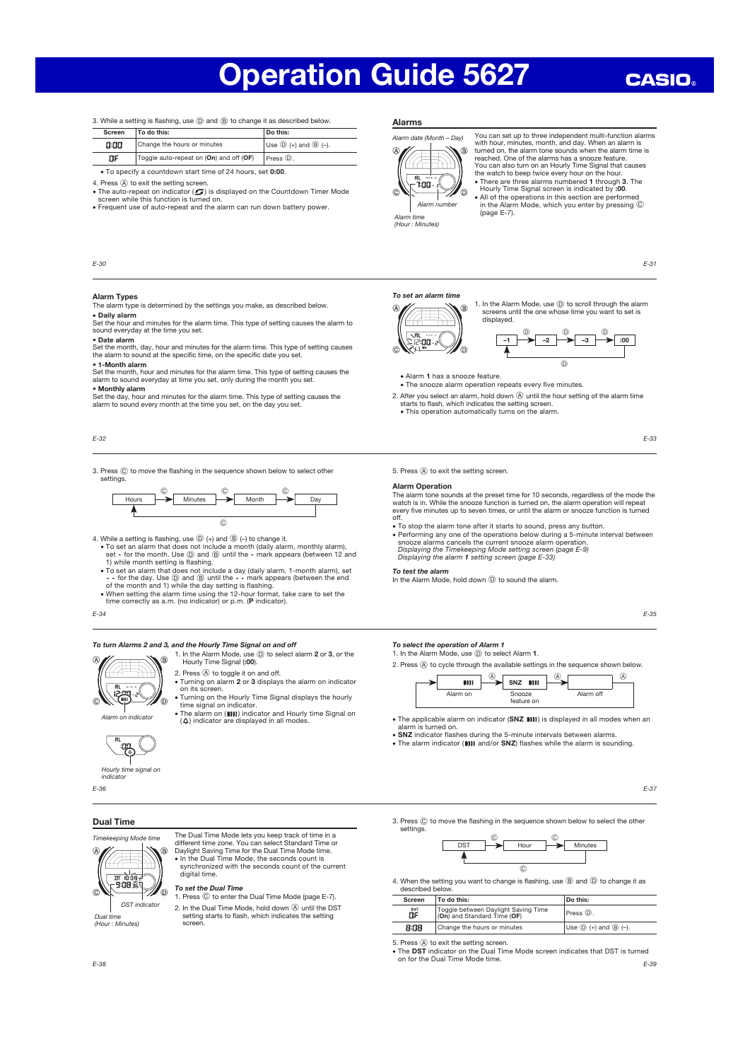# Operation Guide 5627

3. While a setting is flashing, use Ⓓ and Ⓑ to change it as described below.

| Screen | To do this: | Do this: |
|---|---|---|
| 0:00 | Change the hours or minutes | Use Ⓓ (+) and Ⓑ (–). |
| OF | Toggle auto-repeat on (**On**) and off (**OF**) | Press Ⓓ. |

- To specify a countdown start time of 24 hours, set **0:00**.

4. Press Ⓐ to exit the setting screen.
- The auto-repeat on indicator is displayed on the Countdown Timer Mode screen while this function is turned on.
- Frequent use of auto-repeat and the alarm can run down battery power.

## Alarms

*Alarm date (Month – Day)*

*Alarm number*

*Alarm time (Hour : Minutes)*

You can set up to three independent multi-function alarms with hour, minutes, month, and day. When an alarm is turned on, the alarm tone sounds when the alarm time is reached. One of the alarms has a snooze feature.

You can also turn on an Hourly Time Signal that causes the watch to beep twice every hour on the hour.

- There are three alarms numbered **1** through **3**. The Hourly Time Signal screen is indicated by **:00**.
- All of the operations in this section are performed in the Alarm Mode, which you enter by pressing Ⓒ (page E-7).

### Alarm Types

The alarm type is determined by the settings you make, as described below.

- **Daily alarm**

Set the hour and minutes for the alarm time. This type of setting causes the alarm to sound everyday at the time you set.

- **Date alarm**

Set the month, day, hour and minutes for the alarm time. This type of setting causes the alarm to sound at the specific time, on the specific date you set.

- **1-Month alarm**

Set the month, hour and minutes for the alarm time. This type of setting causes the alarm to sound everyday at the time you set, only during the month you set.

- **Monthly alarm**

Set the day, hour and minutes for the alarm time. This type of setting causes the alarm to sound every month at the time you set, on the day you set.

### *To set an alarm time*

1. In the Alarm Mode, use Ⓓ to scroll through the alarm screens until the one whose time you want to set is displayed.

–1 → (Ⓓ) –2 → (Ⓓ) –3 → (Ⓓ) :00 → (Ⓓ) back to –1

- Alarm **1** has a snooze feature.
- The snooze alarm operation repeats every five minutes.

2. After you select an alarm, hold down Ⓐ until the hour setting of the alarm time starts to flash, which indicates the setting screen.
- This operation automatically turns on the alarm.

3. Press Ⓒ to move the flashing in the sequence shown below to select other settings.

Hours → (Ⓒ) Minutes → (Ⓒ) Month → (Ⓒ) Day → (Ⓒ) back to Hours

4. While a setting is flashing, use Ⓓ (+) and Ⓑ (–) to change it.
- To set an alarm that does not include a month (daily alarm, monthly alarm), set **-** for the month. Use Ⓓ and Ⓑ until the **-** mark appears (between 12 and 1) while month setting is flashing.
- To set an alarm that does not include a day (daily alarm, 1-month alarm), set **- -** for the day. Use Ⓓ and Ⓑ until the **- -** mark appears (between the end of the month and 1) while the day setting is flashing.
- When setting the alarm time using the 12-hour format, take care to set the time correctly as a.m. (no indicator) or p.m. (**P** indicator).

5. Press Ⓐ to exit the setting screen.

### Alarm Operation

The alarm tone sounds at the preset time for 10 seconds, regardless of the mode the watch is in. While the snooze function is turned on, the alarm operation will repeat every five minutes up to seven times, or until the alarm or snooze function is turned off.

- To stop the alarm tone after it starts to sound, press any button.
- Performing any one of the operations below during a 5-minute interval between snooze alarms cancels the current snooze alarm operation.

  *Displaying the Timekeeping Mode setting screen (page E-9)*

  *Displaying the alarm 1 setting screen (page E-33)*

### *To test the alarm*

In the Alarm Mode, hold down Ⓓ to sound the alarm.

### *To turn Alarms 2 and 3, and the Hourly Time Signal on and off*

*Alarm on indicator*

*Hourly time signal on indicator*

1. In the Alarm Mode, use Ⓓ to select alarm **2** or **3**, or the Hourly Time Signal (**:00**).
2. Press Ⓐ to toggle it on and off.
- Turning on alarm **2** or **3** displays the alarm on indicator on its screen.
- Turning on the Hourly Time Signal displays the hourly time signal on indicator.
- The alarm on indicator and Hourly time Signal on indicator are displayed in all modes.

### *To select the operation of Alarm 1*

1. In the Alarm Mode, use Ⓓ to select Alarm **1**.
2. Press Ⓐ to cycle through the available settings in the sequence shown below.

Alarm on → (Ⓐ) Snooze feature on (SNZ) → (Ⓐ) Alarm off → (Ⓐ) back to Alarm on

- The applicable alarm on indicator (**SNZ** and alarm indicator) is displayed in all modes when an alarm is turned on.
- **SNZ** indicator flashes during the 5-minute intervals between alarms.
- The alarm indicator and/or **SNZ** flashes while the alarm is sounding.

## Dual Time

*Timekeeping Mode time*

*DST indicator*

*Dual time (Hour : Minutes)*

The Dual Time Mode lets you keep track of time in a different time zone. You can select Standard Time or Daylight Saving Time for the Dual Time Mode time.

- In the Dual Time Mode, the seconds count is synchronized with the seconds count of the current digital time.

### *To set the Dual Time*

1. Press Ⓒ to enter the Dual Time Mode (page E-7).
2. In the Dual Time Mode, hold down Ⓐ until the DST setting starts to flash, which indicates the setting screen.
3. Press Ⓒ to move the flashing in the sequence shown below to select the other settings.

DST → (Ⓒ) Hour → (Ⓒ) Minutes → (Ⓒ) back to DST

4. When the setting you want to change is flashing, use Ⓑ and Ⓓ to change it as described below.

| Screen | To do this: | Do this: |
|---|---|---|
| DST OF | Toggle between Daylight Saving Time (**On**) and Standard Time (**OF**) | Press Ⓓ. |
| 8:08 | Change the hours or minutes | Use Ⓓ (+) and Ⓑ (–). |

5. Press Ⓐ to exit the setting screen.
- The **DST** indicator on the Dual Time Mode screen indicates that DST is turned on for the Dual Time Mode time.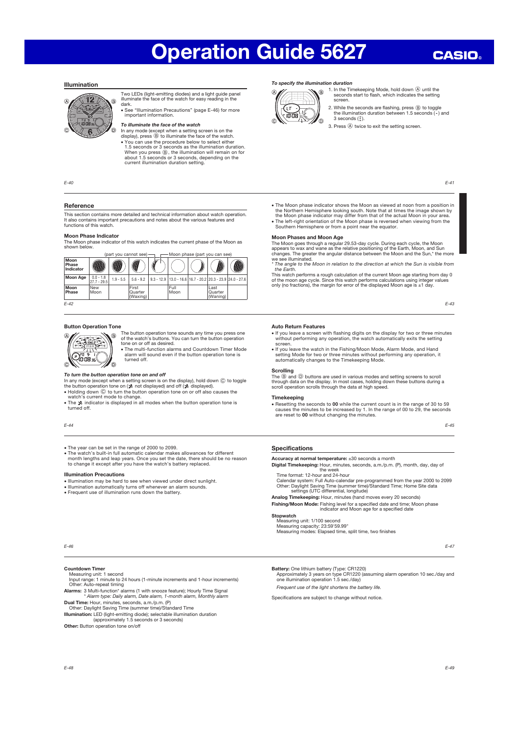# Operation Guide 5627

## Illumination

Two LEDs (light-emitting diodes) and a light guide panel illuminate the face of the watch for easy reading in the dark.

- See "Illumination Precautions" (page E-46) for more important information.

*To illuminate the face of the watch*

In any mode (except when a setting screen is on the display), press Ⓑ to illuminate the face of the watch.

- You can use the procedure below to select either 1.5 seconds or 3 seconds as the illumination duration. When you press Ⓑ, the illumination will remain on for about 1.5 seconds or 3 seconds, depending on the current illumination duration setting.

*To specify the illumination duration*

1. In the Timekeeping Mode, hold down Ⓐ until the seconds start to flash, which indicates the setting screen.
2. While the seconds are flashing, press Ⓑ to toggle the illumination duration between 1.5 seconds (-) and 3 seconds (=).
3. Press Ⓐ twice to exit the setting screen.

## Reference

This section contains more detailed and technical information about watch operation. It also contains important precautions and notes about the various features and functions of this watch.

### Moon Phase Indicator

The Moon phase indicator of this watch indicates the current phase of the Moon as shown below.

(part you cannot see) — Moon phase (part you can see)

| Moon Phase Indicator | | | | | | | | |
|---|---|---|---|---|---|---|---|---|
| Moon Age | 0.0 - 1.8 27.7 - 29.5 | 1.9 - 5.5 | 5.6 - 9.2 | 9.3 - 12.9 | 13.0 - 16.6 | 16.7 - 20.2 | 20.3 - 23.9 | 24.0 - 27.6 |
| Moon Phase | New Moon | | First Quarter (Waxing) | | Full Moon | | Last Quarter (Waning) | |

- The Moon phase indicator shows the Moon as viewed at noon from a position in the Northern Hemisphere looking south. Note that at times the image shown by the Moon phase indicator may differ from that of the actual Moon in your area.
- The left-right orientation of the Moon phase is reversed when viewing from the Southern Hemisphere or from a point near the equator.

### Moon Phases and Moon Age

The Moon goes through a regular 29.53-day cycle. During each cycle, the Moon appears to wax and wane as the relative positioning of the Earth, Moon, and Sun changes. The greater the angular distance between the Moon and the Sun,* the more we see illuminated.

\* *The angle to the Moon in relation to the direction at which the Sun is visible from the Earth.*

This watch performs a rough calculation of the current Moon age starting from day 0 of the moon age cycle. Since this watch performs calculations using integer values only (no fractions), the margin for error of the displayed Moon age is ±1 day.

### Button Operation Tone

The button operation tone sounds any time you press one of the watch's buttons. You can turn the button operation tone on or off as desired.

- The multi-function alarms and Countdown Timer Mode alarm will sound even if the button operation tone is turned off.

*To turn the button operation tone on and off*

In any mode (except when a setting screen is on the display), hold down Ⓒ to toggle the button operation tone on (🔇 not displayed) and off (🔇 displayed).

- Holding down Ⓒ to turn the button operation tone on or off also causes the watch's current mode to change.
- The 🔇 indicator is displayed in all modes when the button operation tone is turned off.

### Auto Return Features

- If you leave a screen with flashing digits on the display for two or three minutes without performing any operation, the watch automatically exits the setting screen.
- If you leave the watch in the Fishing/Moon Mode, Alarm Mode, and Hand setting Mode for two or three minutes without performing any operation, it automatically changes to the Timekeeping Mode.

### Scrolling

The Ⓑ and Ⓓ buttons are used in various modes and setting screens to scroll through data on the display. In most cases, holding down these buttons during a scroll operation scrolls through the data at high speed.

### Timekeeping

- Resetting the seconds to **00** while the current count is in the range of 30 to 59 causes the minutes to be increased by 1. In the range of 00 to 29, the seconds are reset to **00** without changing the minutes.
- The year can be set in the range of 2000 to 2099.
- The watch's built-in full automatic calendar makes allowances for different month lengths and leap years. Once you set the date, there should be no reason to change it except after you have the watch's battery replaced.

### Illumination Precautions

- Illumination may be hard to see when viewed under direct sunlight.
- Illumination automatically turns off whenever an alarm sounds.
- Frequent use of illumination runs down the battery.

## Specifications

**Accuracy at normal temperature:** ±30 seconds a month

**Digital Timekeeping:** Hour, minutes, seconds, a.m./p.m. (P), month, day, day of the week
 Time format: 12-hour and 24-hour
 Calendar system: Full Auto-calendar pre-programmed from the year 2000 to 2099
 Other: Daylight Saving Time (summer time)/Standard Time; Home Site data settings (UTC differential, longitude)

**Analog Timekeeping:** Hour, minutes (hand moves every 20 seconds)

**Fishing/Moon Mode:** Fishing level for a specified date and time; Moon phase indicator and Moon age for a specified date

**Stopwatch**
 Measuring unit: 1/100 second
 Measuring capacity: 23:59'59.99"
 Measuring modes: Elapsed time, split time, two finishes

**Countdown Timer**
 Measuring unit: 1 second
 Input range: 1 minute to 24 hours (1-minute increments and 1-hour increments)
 Other: Auto-repeat timing

**Alarms:** 3 Multi-function* alarms (1 with snooze feature); Hourly Time Signal
 \* *Alarm type: Daily alarm, Date alarm, 1-month alarm, Monthly alarm*

**Dual Time:** Hour, minutes, seconds, a.m./p.m. (P)
 Other: Daylight Saving Time (summer time)/Standard Time

**Illumination:** LED (light-emitting diode); selectable illumination duration (approximately 1.5 seconds or 3 seconds)

**Other:** Button operation tone on/off

**Battery:** One lithium battery (Type: CR1220)
 Approximately 3 years on type CR1220 (assuming alarm operation 10 sec./day and one illumination operation 1.5 sec./day)

*Frequent use of the light shortens the battery life.*

Specifications are subject to change without notice.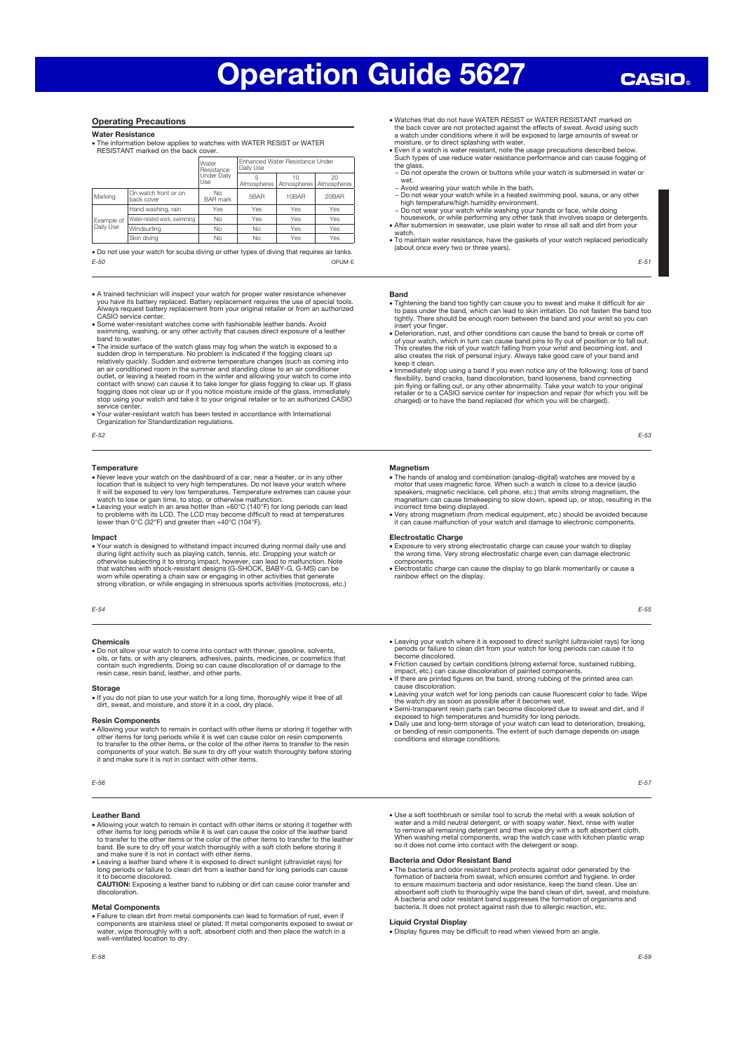# Operation Guide 5627

## Operating Precautions

### Water Resistance

- The information below applies to watches with WATER RESIST or WATER RESISTANT marked on the back cover.

| | | Water Resistance Under Daily Use | Enhanced Water Resistance Under Daily Use | | |
|---|---|---|---|---|---|
| | | | 5 Atmospheres | 10 Atmospheres | 20 Atmospheres |
| Marking | On watch front or on back cover | No BAR mark | 5BAR | 10BAR | 20BAR |
| Example of Daily Use | Hand washing, rain | Yes | Yes | Yes | Yes |
| | Water-related work, swimming | No | Yes | Yes | Yes |
| | Windsurfing | No | No | Yes | Yes |
| | Skin diving | No | No | Yes | Yes |

- Do not use your watch for scuba diving or other types of diving that requires air tanks.

- Watches that do not have WATER RESIST or WATER RESISTANT marked on the back cover are not protected against the effects of sweat. Avoid using such a watch under conditions where it will be exposed to large amounts of sweat or moisture, or to direct splashing with water.
- Even if a watch is water resistant, note the usage precautions described below. Such types of use reduce water resistance performance and can cause fogging of the glass.
  - Do not operate the crown or buttons while your watch is submersed in water or wet.
  - Avoid wearing your watch while in the bath.
  - Do not wear your watch while in a heated swimming pool, sauna, or any other high temperature/high humidity environment.
  - Do not wear your watch while washing your hands or face, while doing housework, or while performing any other task that involves soaps or detergents.
- After submersion in seawater, use plain water to rinse all salt and dirt from your watch.
- To maintain water resistance, have the gaskets of your watch replaced periodically (about once every two or three years).

- A trained technician will inspect your watch for proper water resistance whenever you have its battery replaced. Battery replacement requires the use of special tools. Always request battery replacement from your original retailer or from an authorized CASIO service center.
- Some water-resistant watches come with fashionable leather bands. Avoid swimming, washing, or any other activity that causes direct exposure of a leather band to water.
- The inside surface of the watch glass may fog when the watch is exposed to a sudden drop in temperature. No problem is indicated if the fogging clears up relatively quickly. Sudden and extreme temperature changes (such as coming into an air conditioned room in the summer and standing close to an air conditioner outlet, or leaving a heated room in the winter and allowing your watch to come into contact with snow) can cause it to take longer for glass fogging to clear up. If glass fogging does not clear up or if you notice moisture inside of the glass, immediately stop using your watch and take it to your original retailer or to an authorized CASIO service center.
- Your water-resistant watch has been tested in accordance with International Organization for Standardization regulations.

### Band

- Tightening the band too tightly can cause you to sweat and make it difficult for air to pass under the band, which can lead to skin irritation. Do not fasten the band too tightly. There should be enough room between the band and your wrist so you can insert your finger.
- Deterioration, rust, and other conditions can cause the band to break or come off of your watch, which in turn can cause band pins to fly out of position or to fall out. This creates the risk of your watch falling from your wrist and becoming lost, and also creates the risk of personal injury. Always take good care of your band and keep it clean.
- Immediately stop using a band if you even notice any of the following: loss of band flexibility, band cracks, band discoloration, band looseness, band connecting pin flying or falling out, or any other abnormality. Take your watch to your original retailer or to a CASIO service center for inspection and repair (for which you will be charged) or to have the band replaced (for which you will be charged).

### Temperature

- Never leave your watch on the dashboard of a car, near a heater, or in any other location that is subject to very high temperatures. Do not leave your watch where it will be exposed to very low temperatures. Temperature extremes can cause your watch to lose or gain time, to stop, or otherwise malfunction.
- Leaving your watch in an area hotter than +60°C (140°F) for long periods can lead to problems with its LCD. The LCD may become difficult to read at temperatures lower than 0°C (32°F) and greater than +40°C (104°F).

### Impact

- Your watch is designed to withstand impact incurred during normal daily use and during light activity such as playing catch, tennis, etc. Dropping your watch or otherwise subjecting it to strong impact, however, can lead to malfunction. Note that watches with shock-resistant designs (G-SHOCK, BABY-G, G-MS) can be worn while operating a chain saw or engaging in other activities that generate strong vibration, or while engaging in strenuous sports activities (motocross, etc.)

### Magnetism

- The hands of analog and combination (analog-digital) watches are moved by a motor that uses magnetic force. When such a watch is close to a device (audio speakers, magnetic necklace, cell phone, etc.) that emits strong magnetism, the magnetism can cause timekeeping to slow down, speed up, or stop, resulting in the incorrect time being displayed.
- Very strong magnetism (from medical equipment, etc.) should be avoided because it can cause malfunction of your watch and damage to electronic components.

### Electrostatic Charge

- Exposure to very strong electrostatic charge can cause your watch to display the wrong time. Very strong electrostatic charge even can damage electronic components.
- Electrostatic charge can cause the display to go blank momentarily or cause a rainbow effect on the display.

### Chemicals

- Do not allow your watch to come into contact with thinner, gasoline, solvents, oils, or fats, or with any cleaners, adhesives, paints, medicines, or cosmetics that contain such ingredients. Doing so can cause discoloration of or damage to the resin case, resin band, leather, and other parts.

### Storage

- If you do not plan to use your watch for a long time, thoroughly wipe it free of all dirt, sweat, and moisture, and store it in a cool, dry place.

### Resin Components

- Allowing your watch to remain in contact with other items or storing it together with other items for long periods while it is wet can cause color on resin components to transfer to the other items, or the color of the other items to transfer to the resin components of your watch. Be sure to dry off your watch thoroughly before storing it and make sure it is not in contact with other items.
- Leaving your watch where it is exposed to direct sunlight (ultraviolet rays) for long periods or failure to clean dirt from your watch for long periods can cause it to become discolored.
- Friction caused by certain conditions (strong external force, sustained rubbing, impact, etc.) can cause discoloration of painted components.
- If there are printed figures on the band, strong rubbing of the printed area can cause discoloration.
- Leaving your watch wet for long periods can cause fluorescent color to fade. Wipe the watch dry as soon as possible after it becomes wet.
- Semi-transparent resin parts can become discolored due to sweat and dirt, and if exposed to high temperatures and humidity for long periods.
- Daily use and long-term storage of your watch can lead to deterioration, breaking, or bending of resin components. The extent of such damage depends on usage conditions and storage conditions.

### Leather Band

- Allowing your watch to remain in contact with other items or storing it together with other items for long periods while it is wet can cause the color of the leather band to transfer to the other items or the color of the other items to transfer to the leather band. Be sure to dry off your watch thoroughly with a soft cloth before storing it and make sure it is not in contact with other items.
- Leaving a leather band where it is exposed to direct sunlight (ultraviolet rays) for long periods or failure to clean dirt from a leather band for long periods can cause it to become discolored.

**CAUTION:** Exposing a leather band to rubbing or dirt can cause color transfer and discoloration.

### Metal Components

- Failure to clean dirt from metal components can lead to formation of rust, even if components are stainless steel or plated. If metal components exposed to sweat or water, wipe thoroughly with a soft, absorbent cloth and then place the watch in a well-ventilated location to dry.
- Use a soft toothbrush or similar tool to scrub the metal with a weak solution of water and a mild neutral detergent, or with soapy water. Next, rinse with water to remove all remaining detergent and then wipe dry with a soft absorbent cloth. When washing metal components, wrap the watch case with kitchen plastic wrap so it does not come into contact with the detergent or soap.

### Bacteria and Odor Resistant Band

- The bacteria and odor resistant band protects against odor generated by the formation of bacteria from sweat, which ensures comfort and hygiene. In order to ensure maximum bacteria and odor resistance, keep the band clean. Use an absorbent soft cloth to thoroughly wipe the band clean of dirt, sweat, and moisture. A bacteria and odor resistant band suppresses the formation of organisms and bacteria. It does not protect against rash due to allergic reaction, etc.

### Liquid Crystal Display

- Display figures may be difficult to read when viewed from an angle.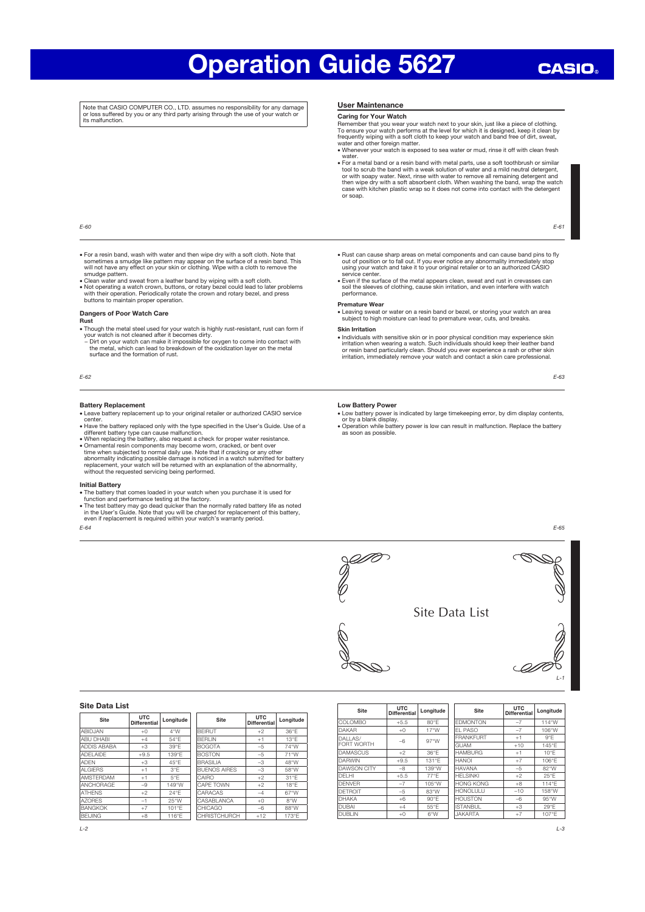# Operation Guide 5627

CASIO

Note that CASIO COMPUTER CO., LTD. assumes no responsibility for any damage or loss suffered by you or any third party arising through the use of your watch or its malfunction.

## User Maintenance

### Caring for Your Watch

Remember that you wear your watch next to your skin, just like a piece of clothing. To ensure your watch performs at the level for which it is designed, keep it clean by frequently wiping with a soft cloth to keep your watch and band free of dirt, sweat, water and other foreign matter.

- Whenever your watch is exposed to sea water or mud, rinse it off with clean fresh water.
- For a metal band or a resin band with metal parts, use a soft toothbrush or similar tool to scrub the band with a weak solution of water and a mild neutral detergent, or with soapy water. Next, rinse with water to remove all remaining detergent and then wipe dry with a soft absorbent cloth. When washing the band, wrap the watch case with kitchen plastic wrap so it does not come into contact with the detergent or soap.
- For a resin band, wash with water and then wipe dry with a soft cloth. Note that sometimes a smudge like pattern may appear on the surface of a resin band. This will not have any effect on your skin or clothing. Wipe with a cloth to remove the smudge pattern.
- Clean water and sweat from a leather band by wiping with a soft cloth.
- Not operating a watch crown, buttons, or rotary bezel could lead to later problems with their operation. Periodically rotate the crown and rotary bezel, and press buttons to maintain proper operation.

### Dangers of Poor Watch Care

**Rust**

- Though the metal steel used for your watch is highly rust-resistant, rust can form if your watch is not cleaned after it becomes dirty.
  - Dirt on your watch can make it impossible for oxygen to come into contact with the metal, which can lead to breakdown of the oxidization layer on the metal surface and the formation of rust.
- Rust can cause sharp areas on metal components and can cause band pins to fly out of position or to fall out. If you ever notice any abnormality immediately stop using your watch and take it to your original retailer or to an authorized CASIO service center.
- Even if the surface of the metal appears clean, sweat and rust in crevasses can soil the sleeves of clothing, cause skin irritation, and even interfere with watch performance.

**Premature Wear**

- Leaving sweat or water on a resin band or bezel, or storing your watch in an area subject to high moisture can lead to premature wear, cuts, and breaks.

**Skin Irritation**

- Individuals with sensitive skin or in poor physical condition may experience skin irritation when wearing a watch. Such individuals should keep their leather band or resin band particularly clean. Should you ever experience a rash or other skin irritation, immediately remove your watch and contact a skin care professional.

### Battery Replacement

- Leave battery replacement up to your original retailer or authorized CASIO service center.
- Have the battery replaced only with the type specified in the User's Guide. Use of a different battery type can cause malfunction.
- When replacing the battery, also request a check for proper water resistance.
- Ornamental resin components may become worn, cracked, or bent over time when subjected to normal daily use. Note that if cracking or any other abnormality indicating possible damage is noticed in a watch submitted for battery replacement, your watch will be returned with an explanation of the abnormality, without the requested servicing being performed.

### Initial Battery

- The battery that comes loaded in your watch when you purchase it is used for function and performance testing at the factory.
- The test battery may go dead quicker than the normally rated battery life as noted in the User's Guide. Note that you will be charged for replacement of this battery, even if replacement is required within your watch's warranty period.

### Low Battery Power

- Low battery power is indicated by large timekeeping error, by dim display contents, or by a blank display.
- Operation while battery power is low can result in malfunction. Replace the battery as soon as possible.

# Site Data List

## Site Data List

| Site | UTC Differential | Longitude |
|---|---|---|
| ABIDJAN | +0 | 4°W |
| ABU DHABI | +4 | 54°E |
| ADDIS ABABA | +3 | 39°E |
| ADELAIDE | +9.5 | 139°E |
| ADEN | +3 | 45°E |
| ALGIERS | +1 | 3°E |
| AMSTERDAM | +1 | 5°E |
| ANCHORAGE | −9 | 149°W |
| ATHENS | +2 | 24°E |
| AZORES | −1 | 25°W |
| BANGKOK | +7 | 101°E |
| BEIJING | +8 | 116°E |
| BEIRUT | +2 | 36°E |
| BERLIN | +1 | 13°E |
| BOGOTA | −5 | 74°W |
| BOSTON | −5 | 71°W |
| BRASILIA | −3 | 48°W |
| BUENOS AIRES | −3 | 58°W |
| CAIRO | +2 | 31°E |
| CAPE TOWN | +2 | 18°E |
| CARACAS | −4 | 67°W |
| CASABLANCA | +0 | 8°W |
| CHICAGO | −6 | 88°W |
| CHRISTCHURCH | +12 | 173°E |
| COLOMBO | +5.5 | 80°E |
| DAKAR | +0 | 17°W |
| DALLAS/ FORT WORTH | −6 | 97°W |
| DAMASCUS | +2 | 36°E |
| DARWIN | +9.5 | 131°E |
| DAWSON CITY | −8 | 139°W |
| DELHI | +5.5 | 77°E |
| DENVER | −7 | 105°W |
| DETROIT | −5 | 83°W |
| DHAKA | +6 | 90°E |
| DUBAI | +4 | 55°E |
| DUBLIN | +0 | 6°W |
| EDMONTON | −7 | 114°W |
| EL PASO | −7 | 106°W |
| FRANKFURT | +1 | 9°E |
| GUAM | +10 | 145°E |
| HAMBURG | +1 | 10°E |
| HANOI | +7 | 106°E |
| HAVANA | −5 | 82°W |
| HELSINKI | +2 | 25°E |
| HONG KONG | +8 | 114°E |
| HONOLULU | −10 | 158°W |
| HOUSTON | −6 | 95°W |
| ISTANBUL | +3 | 29°E |
| JAKARTA | +7 | 107°E |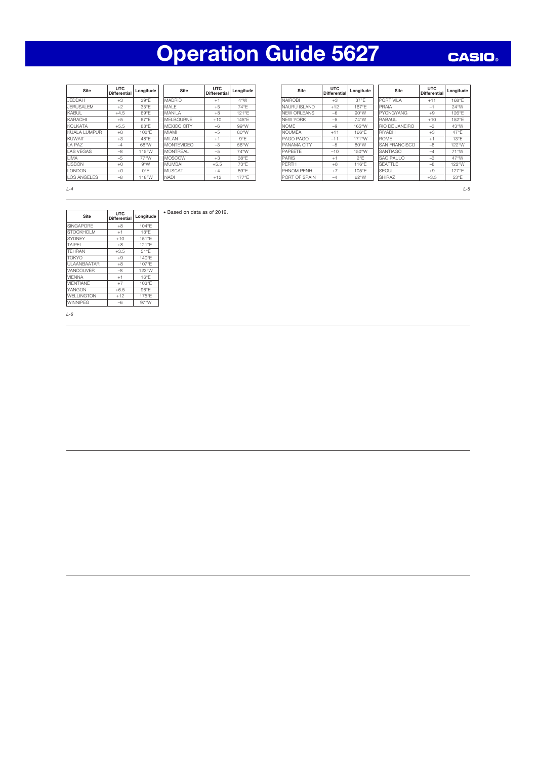# Operation Guide 5627

| Site | UTC Differential | Longitude |
|---|---|---|
| JEDDAH | +3 | 39°E |
| JERUSALEM | +2 | 35°E |
| KABUL | +4.5 | 69°E |
| KARACHI | +5 | 67°E |
| KOLKATA | +5.5 | 88°E |
| KUALA LUMPUR | +8 | 102°E |
| KUWAIT | +3 | 48°E |
| LA PAZ | –4 | 68°W |
| LAS VEGAS | –8 | 115°W |
| LIMA | –5 | 77°W |
| LISBON | +0 | 9°W |
| LONDON | +0 | 0°E |
| LOS ANGELES | –8 | 118°W |

| Site | UTC Differential | Longitude |
|---|---|---|
| MADRID | +1 | 4°W |
| MALE | +5 | 74°E |
| MANILA | +8 | 121°E |
| MELBOURNE | +10 | 145°E |
| MEXICO CITY | –6 | 99°W |
| MIAMI | –5 | 80°W |
| MILAN | +1 | 9°E |
| MONTEVIDEO | –3 | 56°W |
| MONTREAL | –5 | 74°W |
| MOSCOW | +3 | 38°E |
| MUMBAI | +5.5 | 73°E |
| MUSCAT | +4 | 59°E |
| NADI | +12 | 177°E |

L-4

| Site | UTC Differential | Longitude |
|---|---|---|
| NAIROBI | +3 | 37°E |
| NAURU ISLAND | +12 | 167°E |
| NEW ORLEANS | –6 | 90°W |
| NEW YORK | –5 | 74°W |
| NOME | –9 | 165°W |
| NOUMEA | +11 | 166°E |
| PAGO PAGO | –11 | 171°W |
| PANAMA CITY | –5 | 80°W |
| PAPEETE | –10 | 150°W |
| PARIS | +1 | 2°E |
| PERTH | +8 | 116°E |
| PHNOM PENH | +7 | 105°E |
| PORT OF SPAIN | –4 | 62°W |

| Site | UTC Differential | Longitude |
|---|---|---|
| PORT VILA | +11 | 168°E |
| PRAIA | –1 | 24°W |
| PYONGYANG | +9 | 126°E |
| RABAUL | +10 | 152°E |
| RIO DE JANEIRO | –3 | 43°W |
| RIYADH | +3 | 47°E |
| ROME | +1 | 13°E |
| SAN FRANCISCO | –8 | 122°W |
| SANTIAGO | –4 | 71°W |
| SAO PAULO | –3 | 47°W |
| SEATTLE | –8 | 122°W |
| SEOUL | +9 | 127°E |
| SHIRAZ | +3.5 | 53°E |

L-5

| Site | UTC Differential | Longitude |
|---|---|---|
| SINGAPORE | +8 | 104°E |
| STOCKHOLM | +1 | 18°E |
| SYDNEY | +10 | 151°E |
| TAIPEI | +8 | 121°E |
| TEHRAN | +3.5 | 51°E |
| TOKYO | +9 | 140°E |
| ULAANBAATAR | +8 | 107°E |
| VANCOUVER | –8 | 123°W |
| VIENNA | +1 | 16°E |
| VIENTIANE | +7 | 103°E |
| YANGON | +6.5 | 96°E |
| WELLINGTON | +12 | 175°E |
| WINNIPEG | –6 | 97°W |

- Based on data as of 2019.

L-6